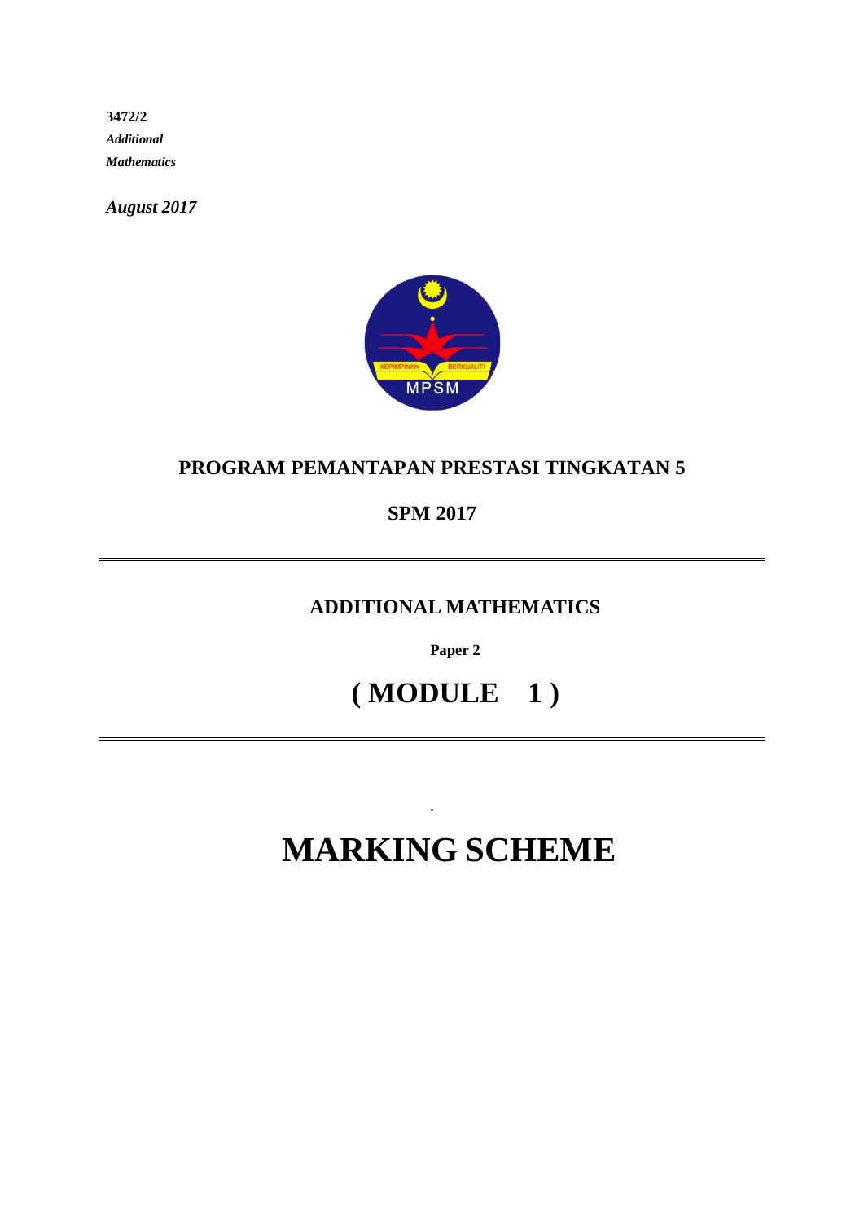**3472/2**

***Additional Mathematics***

***August 2017***

## PROGRAM PEMANTAPAN PRESTASI TINGKATAN 5

## SPM 2017

## ADDITIONAL MATHEMATICS

**Paper 2**

# ( MODULE 1 )

# MARKING SCHEME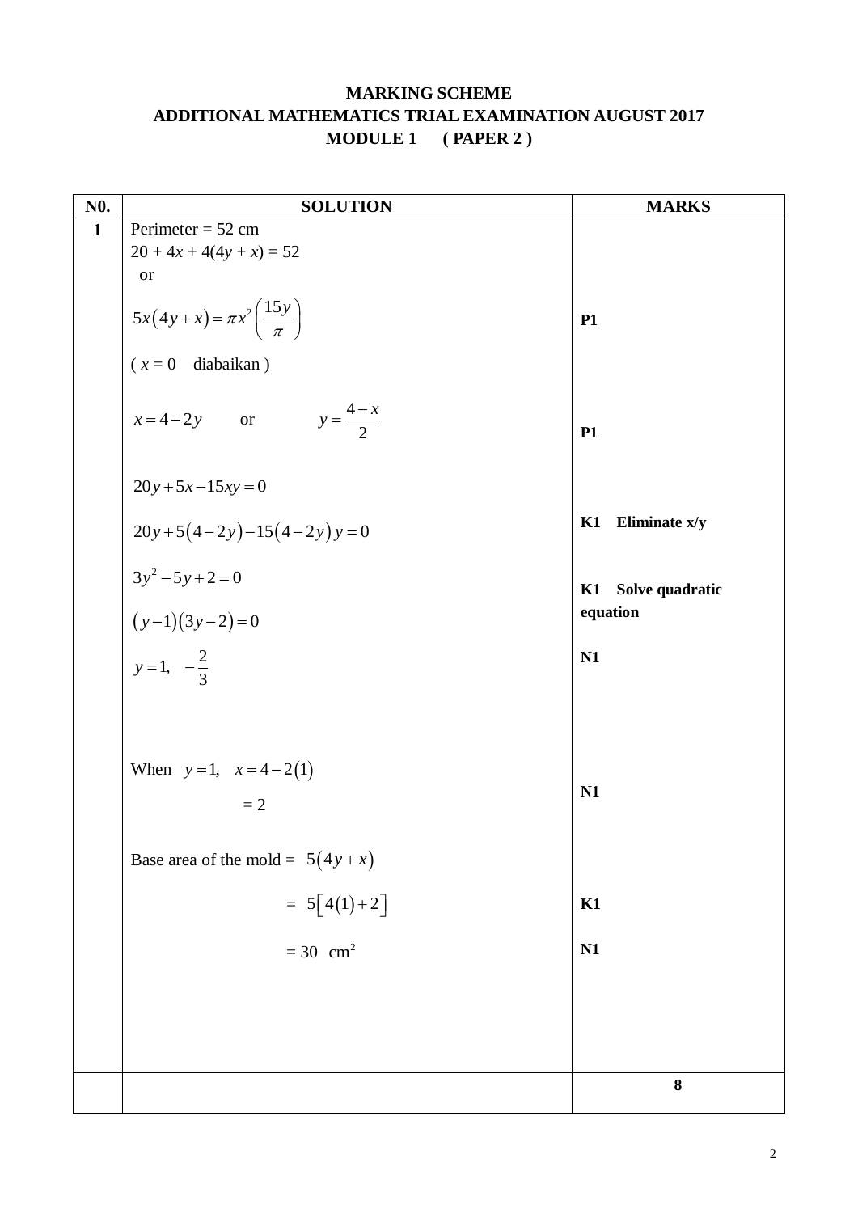**MARKING SCHEME**
**ADDITIONAL MATHEMATICS TRIAL EXAMINATION AUGUST 2017**
**MODULE 1 ( PAPER 2 )**

| N0. | SOLUTION | MARKS |
|---|---|---|
| 1 | Perimeter = 52 cm<br>$20 + 4x + 4(4y + x) = 52$<br>or<br>$5x\left(4y+x\right)=\pi x^2\left(\dfrac{15y}{\pi}\right)$ | P1 |
| | ( $x = 0$ diabaikan ) | |
| | $x = 4 - 2y$ or $y = \dfrac{4-x}{2}$ | P1 |
| | $20y + 5x - 15xy = 0$ | |
| | $20y + 5(4-2y) - 15(4-2y)y = 0$ | K1 Eliminate x/y |
| | $3y^2 - 5y + 2 = 0$<br>$(y-1)(3y-2) = 0$ | K1 Solve quadratic equation |
| | $y = 1, \; -\dfrac{2}{3}$ | N1 |
| | When $y = 1$, $x = 4 - 2(1)$<br>$= 2$ | N1 |
| | Base area of the mold = $5(4y + x)$ | |
| | $= 5\left[4(1) + 2\right]$ | K1 |
| | $= 30 \text{ cm}^2$ | N1 |
| | | **8** |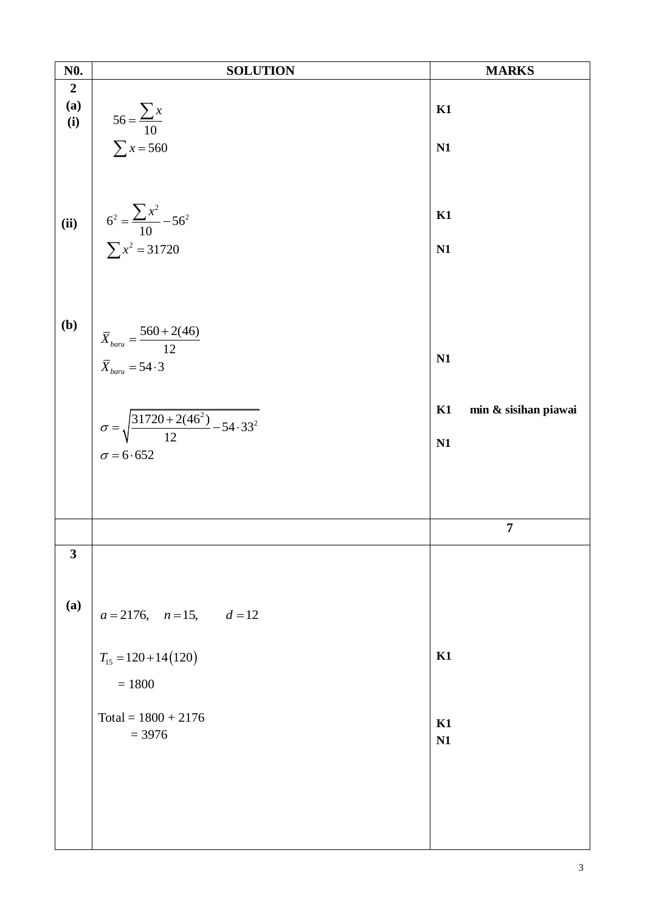| N0. | SOLUTION | MARKS |
| --- | --- | --- |
| **2** **(a)** **(i)** | $56 = \dfrac{\sum x}{10}$ | **K1** |
| | $\sum x = 560$ | **N1** |
| **(ii)** | $6^2 = \dfrac{\sum x^2}{10} - 56^2$ | **K1** |
| | $\sum x^2 = 31720$ | **N1** |
| **(b)** | $\bar{X}_{baru} = \dfrac{560 + 2(46)}{12}$ | |
| | $\bar{X}_{baru} = 54 \cdot 3$ | **N1** |
| | $\sigma = \sqrt{\dfrac{31720 + 2(46^2)}{12} - 54 \cdot 33^2}$ | **K1** min & sisihan piawai |
| | $\sigma = 6 \cdot 652$ | **N1** |
| | | **7** |
| **3** **(a)** | $a = 2176, \quad n = 15, \quad d = 12$ | |
| | $T_{15} = 120 + 14(120)$ | **K1** |
| | $= 1800$ | |
| | Total = 1800 + 2176 | **K1** |
| | = 3976 | **N1** |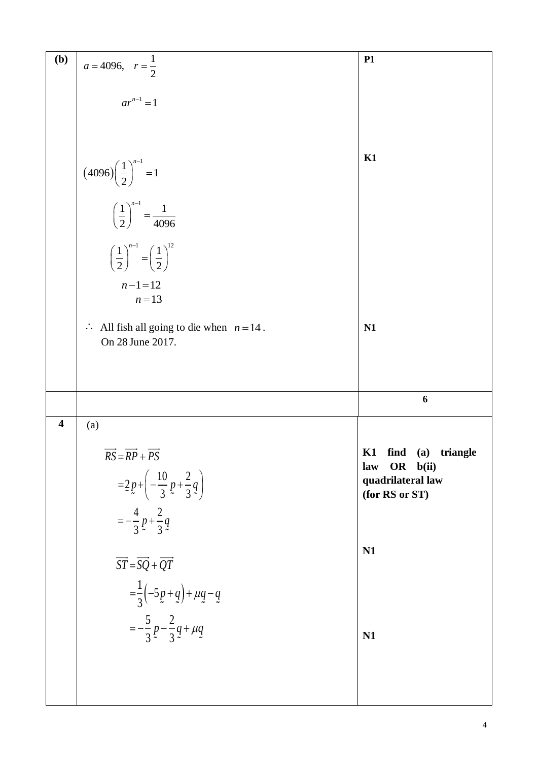| | | |
|---|---|---|
| **(b)** | $a = 4096, \quad r = \frac{1}{2}$<br><br>$ar^{n-1} = 1$<br><br>$(4096)\left(\frac{1}{2}\right)^{n-1} = 1$<br><br>$\left(\frac{1}{2}\right)^{n-1} = \frac{1}{4096}$<br><br>$\left(\frac{1}{2}\right)^{n-1} = \left(\frac{1}{2}\right)^{12}$<br><br>$n - 1 = 12$<br>$n = 13$<br><br>$\therefore$ All fish all going to die when $n = 14$.<br>On 28 June 2017. | **P1**<br><br><br><br>**K1**<br><br><br><br><br><br><br><br>**N1** |
| | | **6** |
| **4** | (a)<br><br>$\overrightarrow{RS} = \overrightarrow{RP} + \overrightarrow{PS}$<br>$= 2\underset{\sim}{p} + \left(-\frac{10}{3}\underset{\sim}{p} + \frac{2}{3}\underset{\sim}{q}\right)$<br>$= -\frac{4}{3}\underset{\sim}{p} + \frac{2}{3}\underset{\sim}{q}$<br><br>$\overrightarrow{ST} = \overrightarrow{SQ} + \overrightarrow{QT}$<br>$= \frac{1}{3}\left(-5\underset{\sim}{p} + \underset{\sim}{q}\right) + \mu\underset{\sim}{q} - \underset{\sim}{q}$<br>$= -\frac{5}{3}\underset{\sim}{p} - \frac{2}{3}\underset{\sim}{q} + \mu\underset{\sim}{q}$ | **K1 find (a) triangle law OR b(ii) quadrilateral law (for RS or ST)**<br><br><br>**N1**<br><br><br><br>**N1** |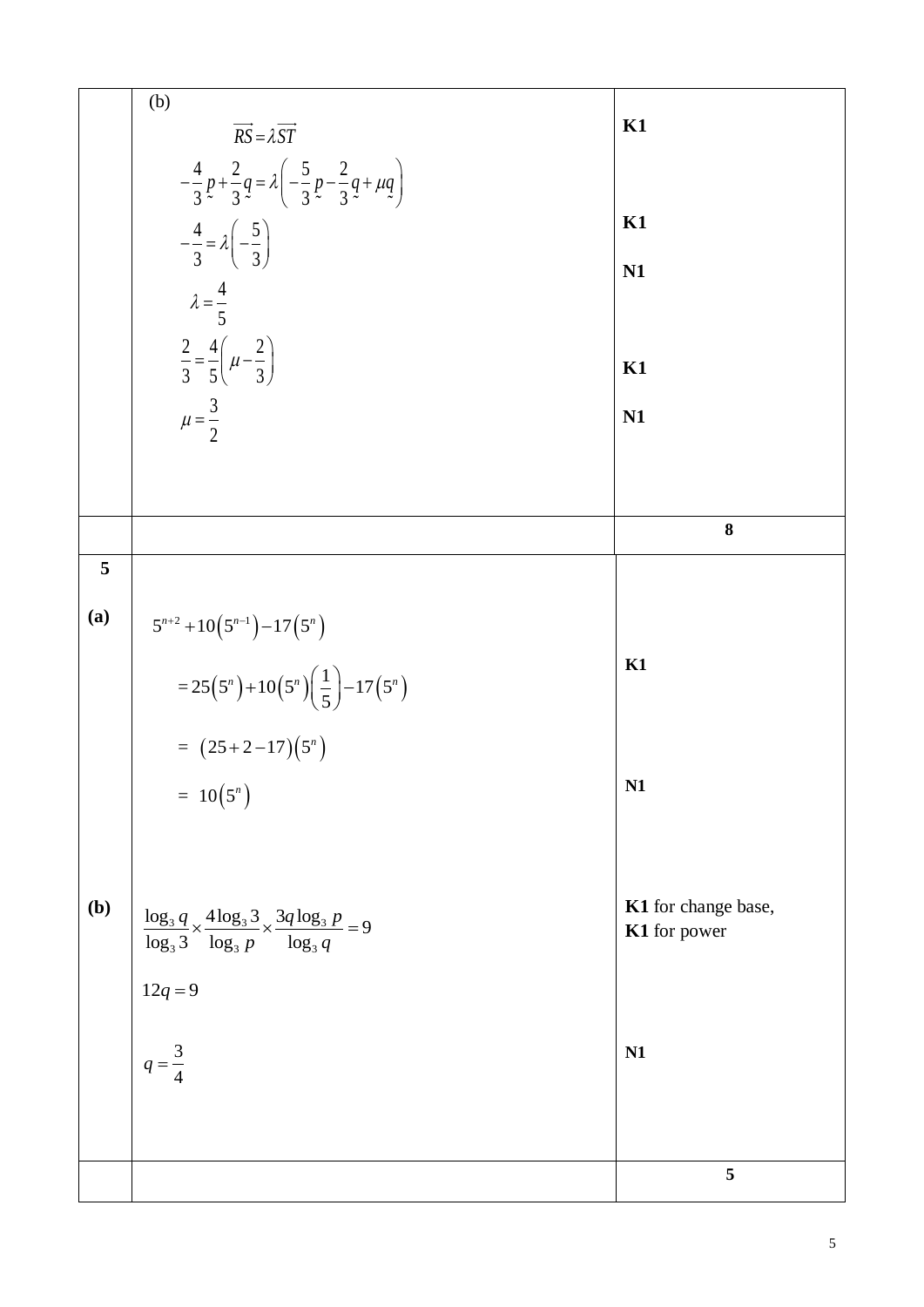| | | |
|---|---|---|
| | (b) $\overrightarrow{RS} = \lambda \overrightarrow{ST}$ | K1 |
| | $-\frac{4}{3}\underset{\sim}{p} + \frac{2}{3}\underset{\sim}{q} = \lambda\left(-\frac{5}{3}\underset{\sim}{p} - \frac{2}{3}\underset{\sim}{q} + \mu\underset{\sim}{q}\right)$ | |
| | $-\frac{4}{3} = \lambda\left(-\frac{5}{3}\right)$ | K1 |
| | $\lambda = \frac{4}{5}$ | N1 |
| | $\frac{2}{3} = \frac{4}{5}\left(\mu - \frac{2}{3}\right)$ | K1 |
| | $\mu = \frac{3}{2}$ | N1 |
| | | **8** |
| **5** | | |
| **(a)** | $5^{n+2} + 10\left(5^{n-1}\right) - 17\left(5^n\right)$ | |
| | $= 25\left(5^n\right) + 10\left(5^n\right)\left(\frac{1}{5}\right) - 17\left(5^n\right)$ | K1 |
| | $= \left(25 + 2 - 17\right)\left(5^n\right)$ | |
| | $= 10\left(5^n\right)$ | N1 |
| **(b)** | $\frac{\log_3 q}{\log_3 3} \times \frac{4\log_3 3}{\log_3 p} \times \frac{3q\log_3 p}{\log_3 q} = 9$ | **K1** for change base, **K1** for power |
| | $12q = 9$ | |
| | $q = \frac{3}{4}$ | N1 |
| | | **5** |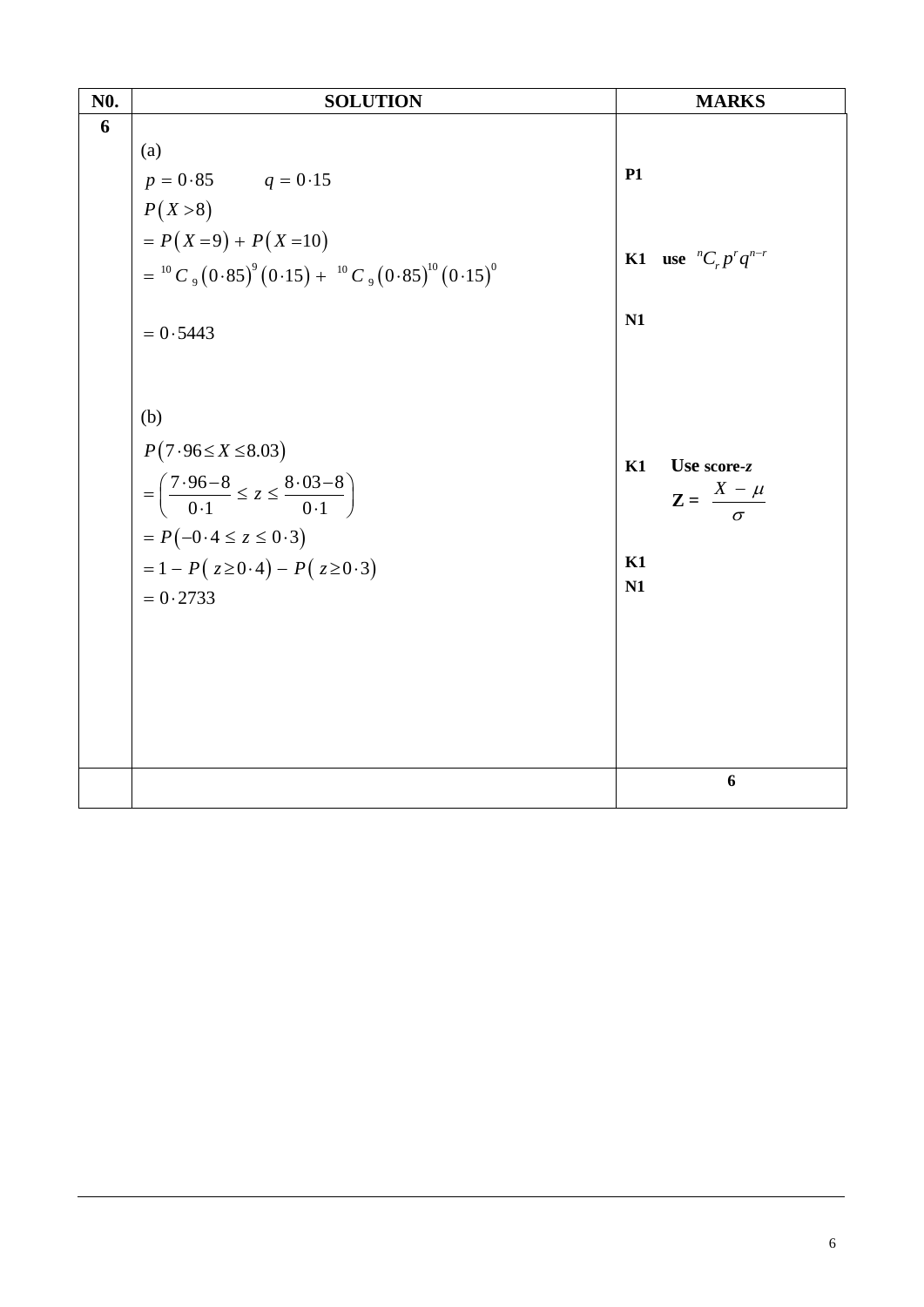| N0. | SOLUTION | MARKS |
|---|---|---|
| 6 | (a) | |
| | $p = 0{\cdot}85 \qquad q = 0{\cdot}15$ | P1 |
| | $P(X > 8)$ | |
| | $= P(X = 9) + P(X = 10)$ | |
| | $= {}^{10}C_9 (0{\cdot}85)^9 (0{\cdot}15) + {}^{10}C_9 (0{\cdot}85)^{10} (0{\cdot}15)^0$ | K1 use ${}^nC_r p^r q^{n-r}$ |
| | $= 0{\cdot}5443$ | N1 |
| | (b) | |
| | $P(7{\cdot}96 \le X \le 8.03)$ | |
| | $= \left( \dfrac{7{\cdot}96 - 8}{0{\cdot}1} \le z \le \dfrac{8{\cdot}03 - 8}{0{\cdot}1} \right)$ | K1 Use score-$z$ $Z = \dfrac{X - \mu}{\sigma}$ |
| | $= P(-0{\cdot}4 \le z \le 0{\cdot}3)$ | |
| | $= 1 - P(z \ge 0{\cdot}4) - P(z \ge 0{\cdot}3)$ | K1 |
| | $= 0{\cdot}2733$ | N1 |
| | | 6 |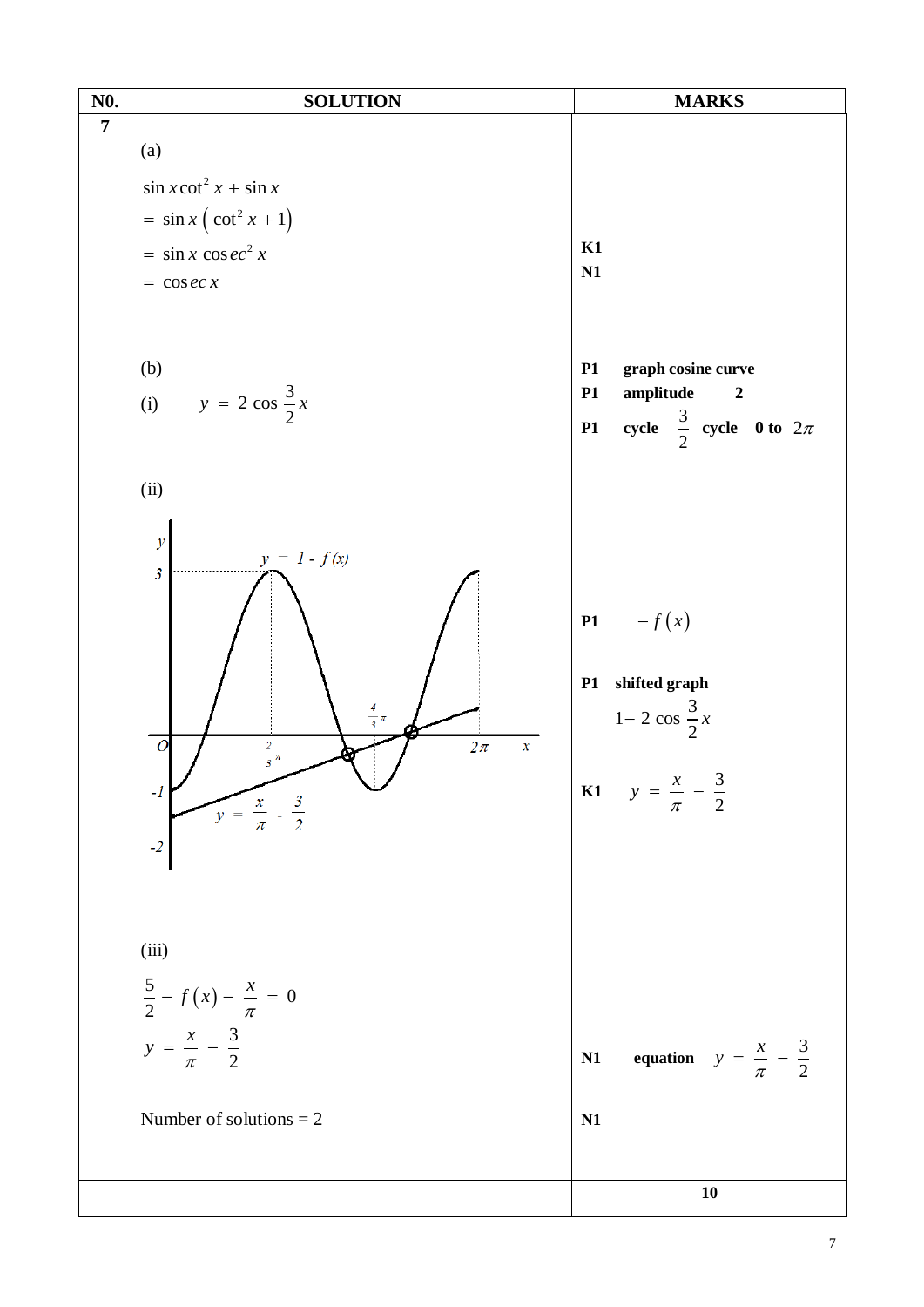| NO. | SOLUTION | MARKS |
|---|---|---|
| 7 | (a) | |
| | $\sin x \cot^2 x + \sin x$ | |
| | $= \sin x \left( \cot^2 x + 1 \right)$ | |
| | $= \sin x \ \text{cosec}^2 x$ | K1 |
| | $= \text{cosec}\, x$ | N1 |
| | (b) | P1 graph cosine curve |
| | (i) $y = 2 \cos \frac{3}{2} x$ | P1 amplitude 2 |
| | | P1 cycle $\frac{3}{2}$ cycle 0 to $2\pi$ |
| | (ii) | |
| | | P1 $-f(x)$ |
| | | P1 shifted graph $1 - 2 \cos \frac{3}{2} x$ |
| | | K1 $y = \frac{x}{\pi} - \frac{3}{2}$ |
| | (iii) | |
| | $\frac{5}{2} - f(x) - \frac{x}{\pi} = 0$ | |
| | $y = \frac{x}{\pi} - \frac{3}{2}$ | N1 equation $y = \frac{x}{\pi} - \frac{3}{2}$ |
| | Number of solutions = 2 | N1 |
| | | 10 |

Graph labels: y, 3, $y = 1 - f(x)$, O, $\frac{2}{3}\pi$, $\frac{4}{3}\pi$, $2\pi$, x, -1, -2, $y = \frac{x}{\pi} - \frac{3}{2}$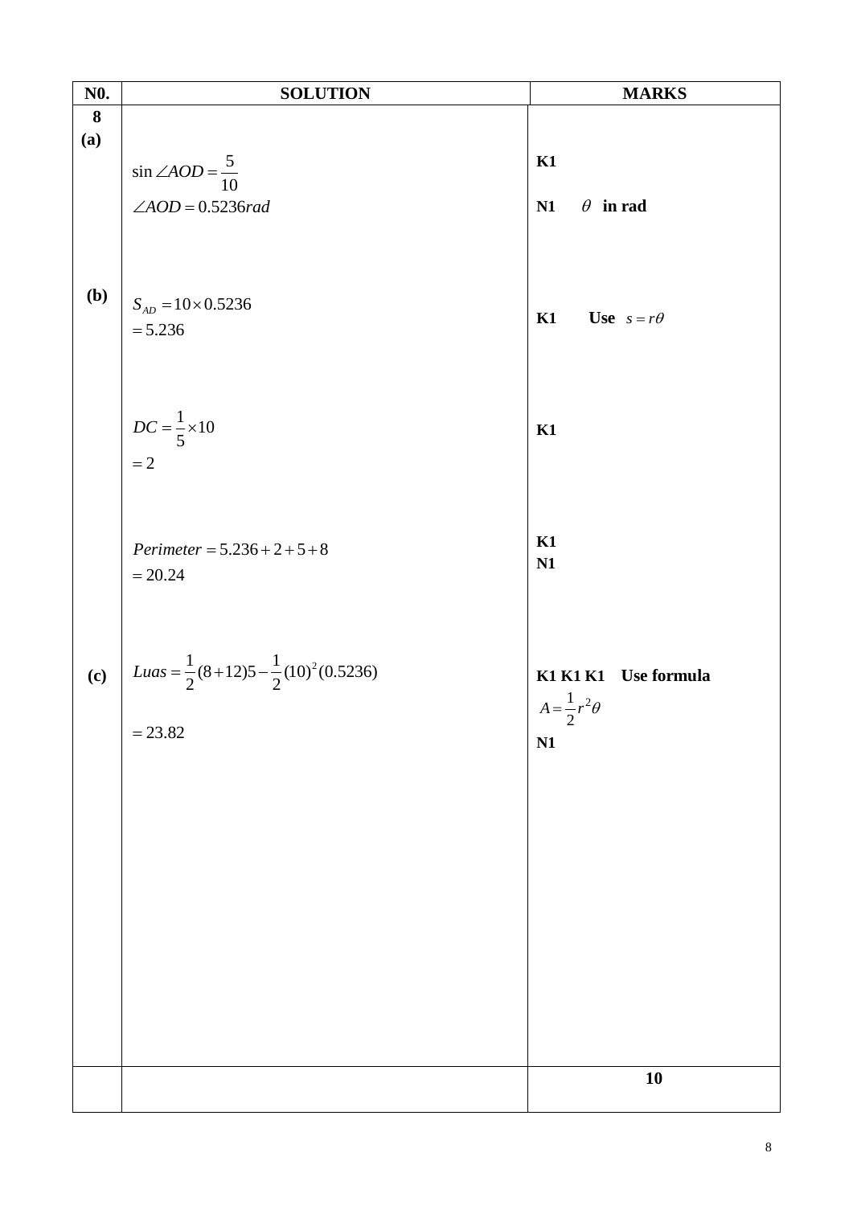| N0. | SOLUTION | MARKS |
|---|---|---|
| **8** **(a)** | $\sin \angle AOD = \dfrac{5}{10}$ | **K1** |
| | $\angle AOD = 0.5236 rad$ | **N1** $\theta$ **in rad** |
| **(b)** | $S_{AD} = 10 \times 0.5236$ $= 5.236$ | **K1** **Use** $s = r\theta$ |
| | $DC = \dfrac{1}{5} \times 10$ $= 2$ | **K1** |
| | $Perimeter = 5.236 + 2 + 5 + 8$ $= 20.24$ | **K1** **N1** |
| **(c)** | $Luas = \dfrac{1}{2}(8+12)5 - \dfrac{1}{2}(10)^2(0.5236)$ $= 23.82$ | **K1 K1 K1** **Use formula** $A = \dfrac{1}{2}r^2\theta$ **N1** |
| | | **10** |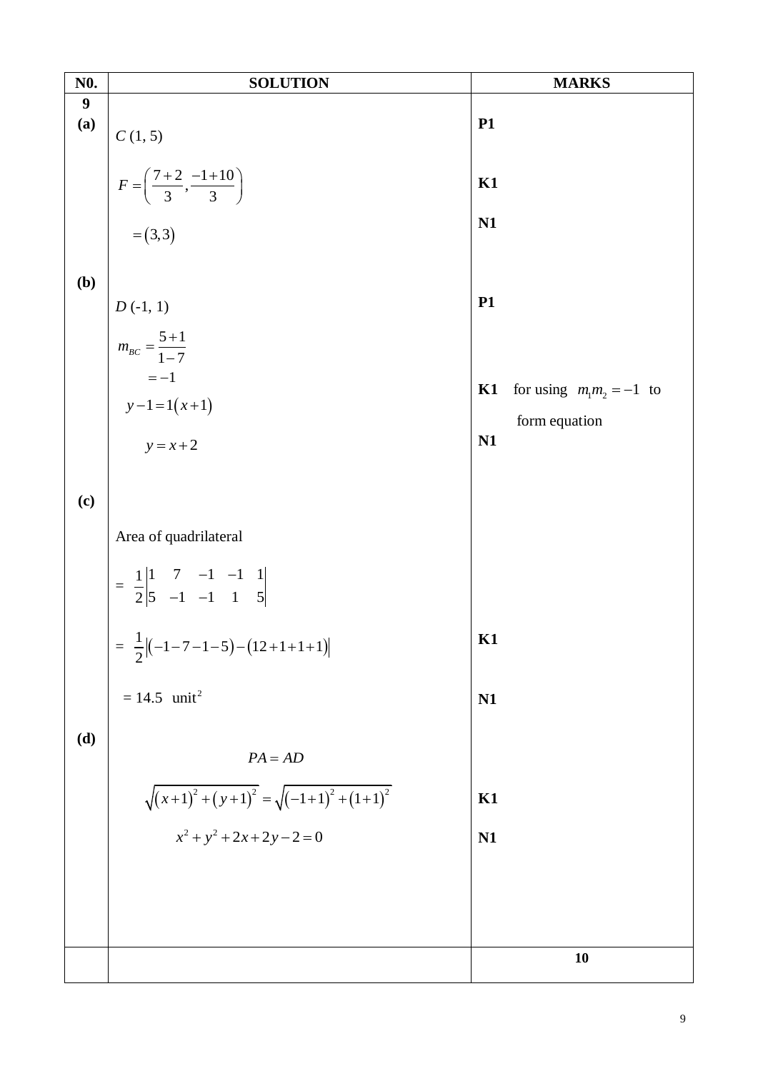| N0. | SOLUTION | MARKS |
|---|---|---|
| **9** | | |
| **(a)** | $C\,(1, 5)$ | **P1** |
| | $F = \left(\dfrac{7+2}{3}, \dfrac{-1+10}{3}\right)$ | **K1** |
| | $= (3,3)$ | **N1** |
| **(b)** | $D\,(-1, 1)$ | **P1** |
| | $m_{BC} = \dfrac{5+1}{1-7}$ | |
| | $= -1$ | |
| | $y-1 = 1(x+1)$ | **K1** for using $m_1 m_2 = -1$ to form equation |
| | $y = x+2$ | **N1** |
| **(c)** | Area of quadrilateral | |
| | $= \dfrac{1}{2}\begin{vmatrix} 1 & 7 & -1 & -1 & 1 \\ 5 & -1 & -1 & 1 & 5 \end{vmatrix}$ | |
| | $= \dfrac{1}{2}\left\|(-1-7-1-5)-(12+1+1+1)\right\|$ | **K1** |
| | $= 14.5 \text{ unit}^2$ | **N1** |
| **(d)** | $PA = AD$ | |
| | $\sqrt{(x+1)^2+(y+1)^2} = \sqrt{(-1+1)^2+(1+1)^2}$ | **K1** |
| | $x^2+y^2+2x+2y-2=0$ | **N1** |
| | | **10** |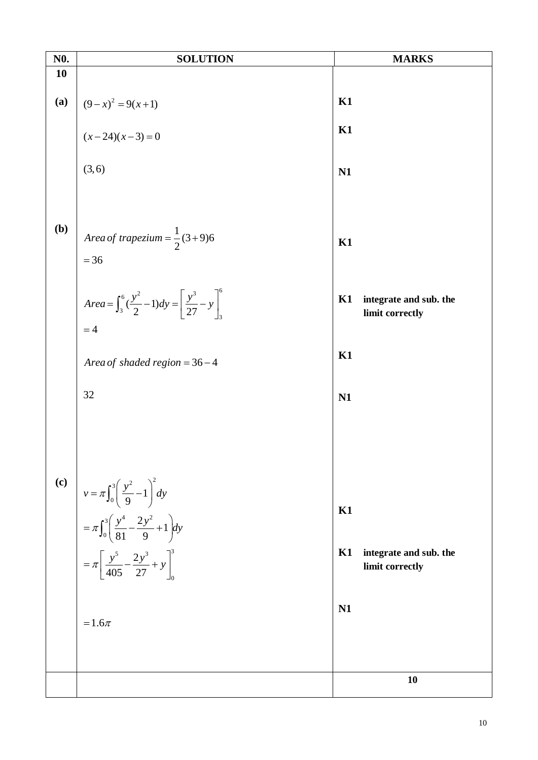| N0. | SOLUTION | MARKS |
|---|---|---|
| 10 | | |
| (a) | $(9-x)^2 = 9(x+1)$ | K1 |
| | $(x-24)(x-3) = 0$ | K1 |
| | $(3,6)$ | N1 |
| (b) | $Area\ of\ trapezium = \frac{1}{2}(3+9)6$ $= 36$ | K1 |
| | $Area = \int_3^6 (\frac{y^2}{2} - 1)dy = \left[\frac{y^3}{27} - y\right]_3^6$ $= 4$ | K1 integrate and sub. the limit correctly |
| | $Area\ of\ shaded\ region = 36 - 4$ | K1 |
| | 32 | N1 |
| (c) | $v = \pi\int_0^3 \left(\frac{y^2}{9} - 1\right)^2 dy$ $= \pi\int_0^3 \left(\frac{y^4}{81} - \frac{2y^2}{9} + 1\right)dy$ | K1 |
| | $= \pi\left[\frac{y^5}{405} - \frac{2y^3}{27} + y\right]_0^3$ | K1 integrate and sub. the limit correctly |
| | $= 1.6\pi$ | N1 |
| | | 10 |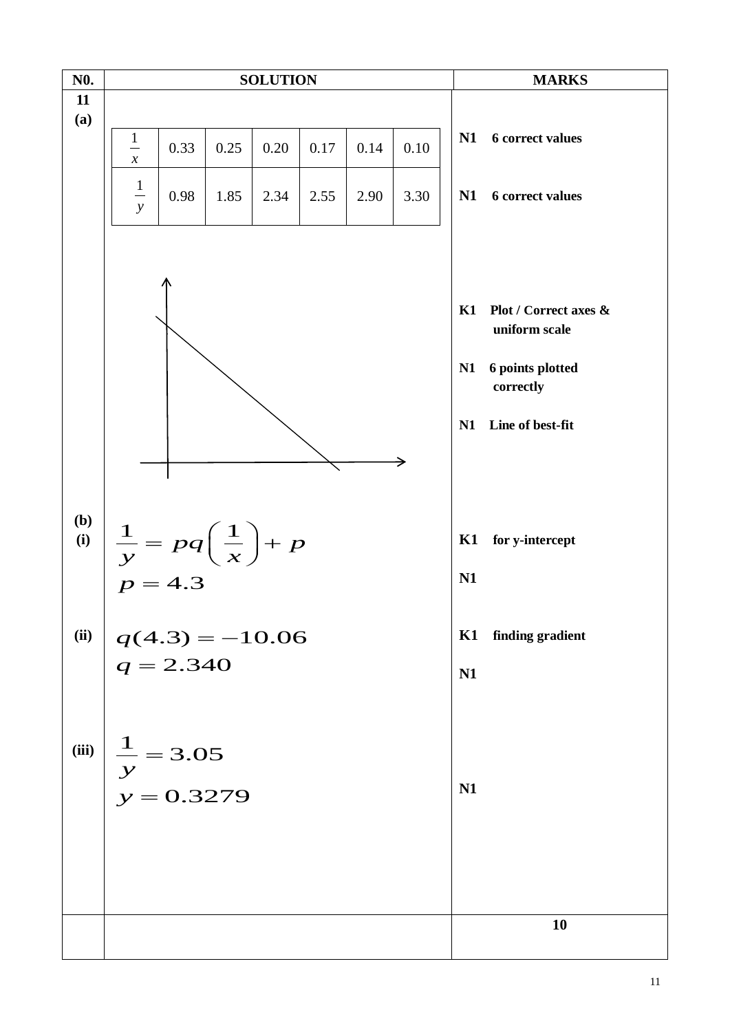| N0. | SOLUTION | MARKS |
|---|---|---|
| **11 (a)** | | |

| $\frac{1}{x}$ | 0.33 | 0.25 | 0.20 | 0.17 | 0.14 | 0.10 |
|---|---|---|---|---|---|---|
| $\frac{1}{y}$ | 0.98 | 1.85 | 2.34 | 2.55 | 2.90 | 3.30 |

**N1** 6 correct values

**N1** 6 correct values

**K1** Plot / Correct axes & uniform scale

**N1** 6 points plotted correctly

**N1** Line of best-fit

**(b) (i)**

$$\frac{1}{y} = pq\left(\frac{1}{x}\right) + p$$

$$p = 4.3$$

**K1** for y-intercept

**N1**

**(ii)**

$$q(4.3) = -10.06$$

$$q = 2.340$$

**K1** finding gradient

**N1**

**(iii)**

$$\frac{1}{y} = 3.05$$

$$y = 0.3279$$

**N1**

**10**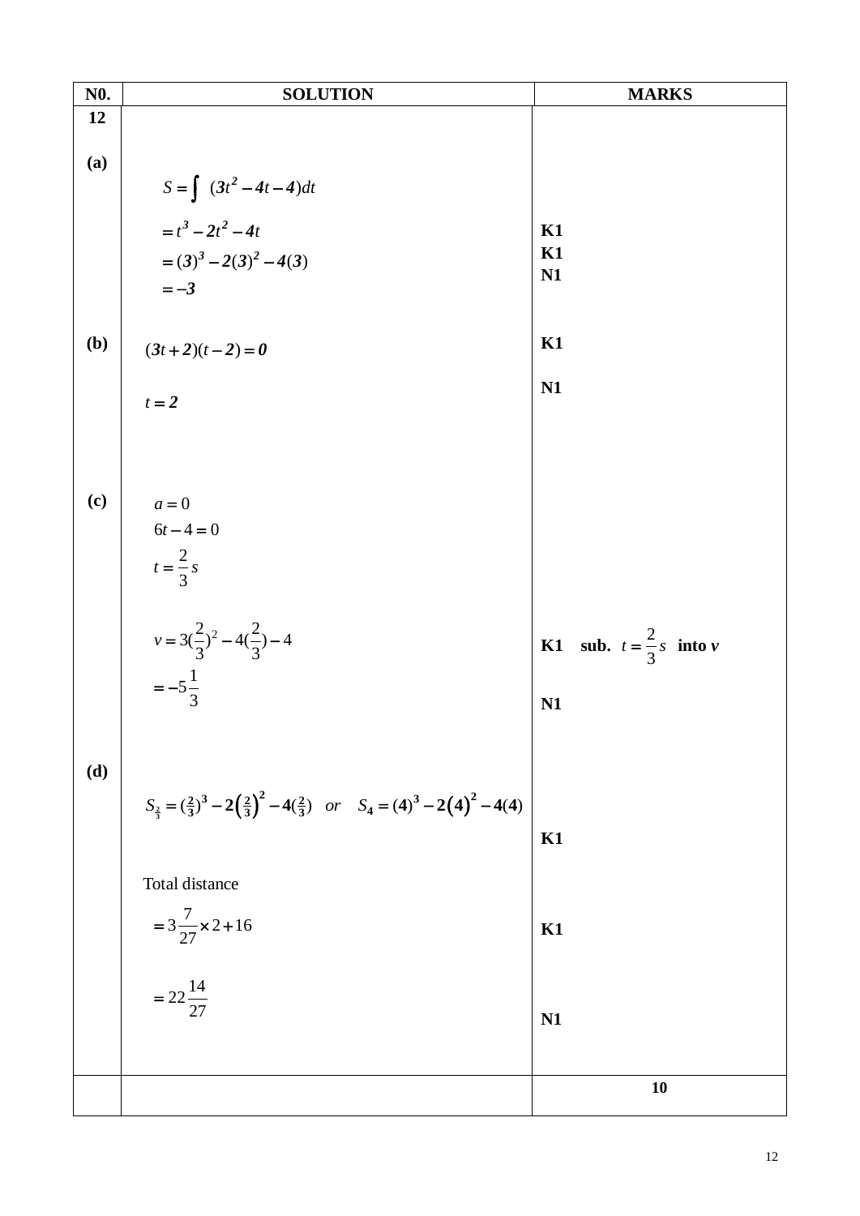| N0. | SOLUTION | MARKS |
|---|---|---|
| 12 | | |
| (a) | $S = \int (3t^2 - 4t - 4)dt$ | |
| | $= t^3 - 2t^2 - 4t$ | K1 |
| | $= (3)^3 - 2(3)^2 - 4(3)$ | K1 |
| | $= -3$ | N1 |
| (b) | $(3t + 2)(t - 2) = 0$ | K1 |
| | $t = 2$ | N1 |
| (c) | $a = 0$ | |
| | $6t - 4 = 0$ | |
| | $t = \frac{2}{3} s$ | |
| | $v = 3(\frac{2}{3})^2 - 4(\frac{2}{3}) - 4$ | K1 sub. $t = \frac{2}{3} s$ into $v$ |
| | $= -5\frac{1}{3}$ | N1 |
| (d) | $S_{\frac{2}{3}} = (\frac{2}{3})^3 - 2\left(\frac{2}{3}\right)^2 - 4(\frac{2}{3})$ or $S_4 = (4)^3 - 2\left(4\right)^2 - 4(4)$ | K1 |
| | Total distance | |
| | $= 3\frac{7}{27} \times 2 + 16$ | K1 |
| | $= 22\frac{14}{27}$ | N1 |
| | | 10 |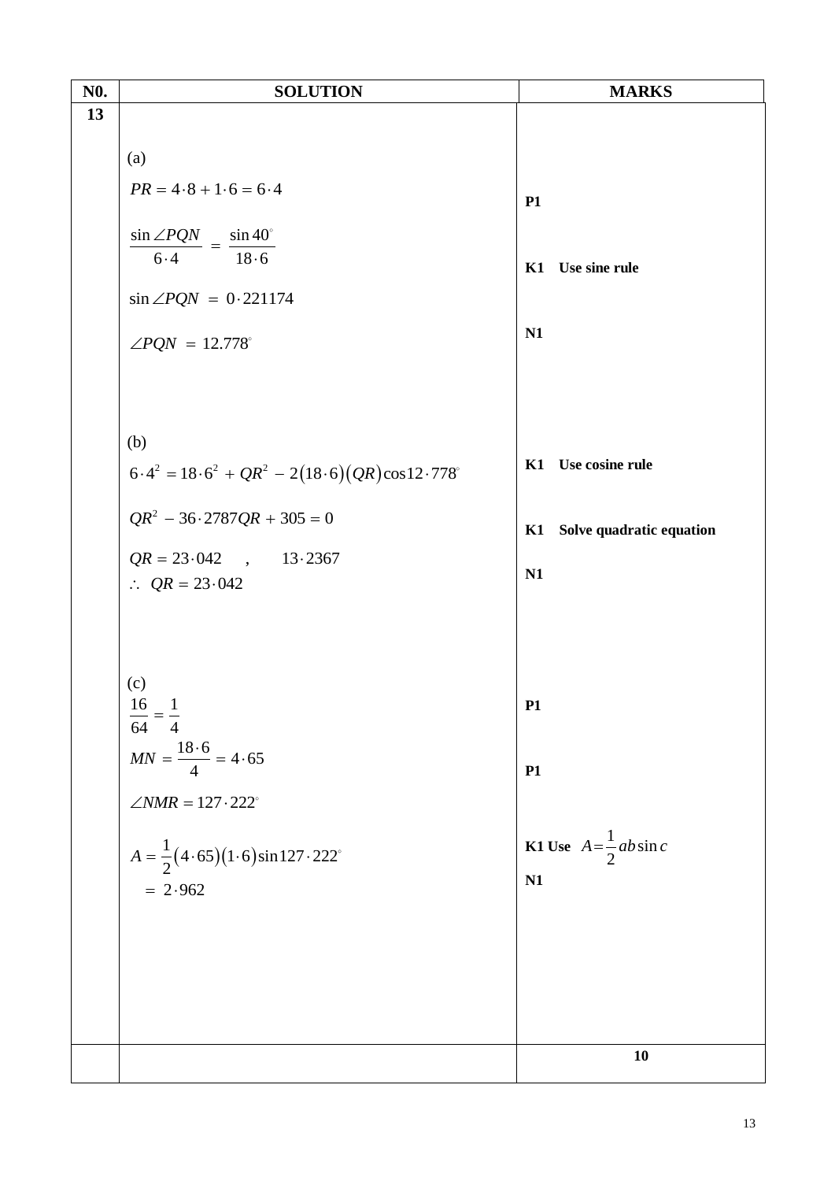| N0. | SOLUTION | MARKS |
|---|---|---|
| 13 | | |
| | (a) | |
| | $PR = 4{\cdot}8 + 1{\cdot}6 = 6{\cdot}4$ | **P1** |
| | $\dfrac{\sin \angle PQN}{6{\cdot}4} = \dfrac{\sin 40^\circ}{18{\cdot}6}$ | **K1 Use sine rule** |
| | $\sin \angle PQN = 0{\cdot}221174$ | |
| | $\angle PQN = 12.778^\circ$ | **N1** |
| | (b) | |
| | $6{\cdot}4^2 = 18{\cdot}6^2 + QR^2 - 2(18{\cdot}6)(QR)\cos 12{\cdot}778^\circ$ | **K1 Use cosine rule** |
| | $QR^2 - 36{\cdot}2787QR + 305 = 0$ | **K1 Solve quadratic equation** |
| | $QR = 23{\cdot}042 \quad , \quad 13{\cdot}2367$ <br> $\therefore\ QR = 23{\cdot}042$ | **N1** |
| | (c) | |
| | $\dfrac{16}{64} = \dfrac{1}{4}$ | **P1** |
| | $MN = \dfrac{18{\cdot}6}{4} = 4{\cdot}65$ | **P1** |
| | $\angle NMR = 127{\cdot}222^\circ$ | |
| | $A = \dfrac{1}{2}(4{\cdot}65)(1{\cdot}6)\sin 127{\cdot}222^\circ$ | **K1 Use** $A = \dfrac{1}{2}ab\sin c$ |
| | $= 2{\cdot}962$ | **N1** |
| | | **10** |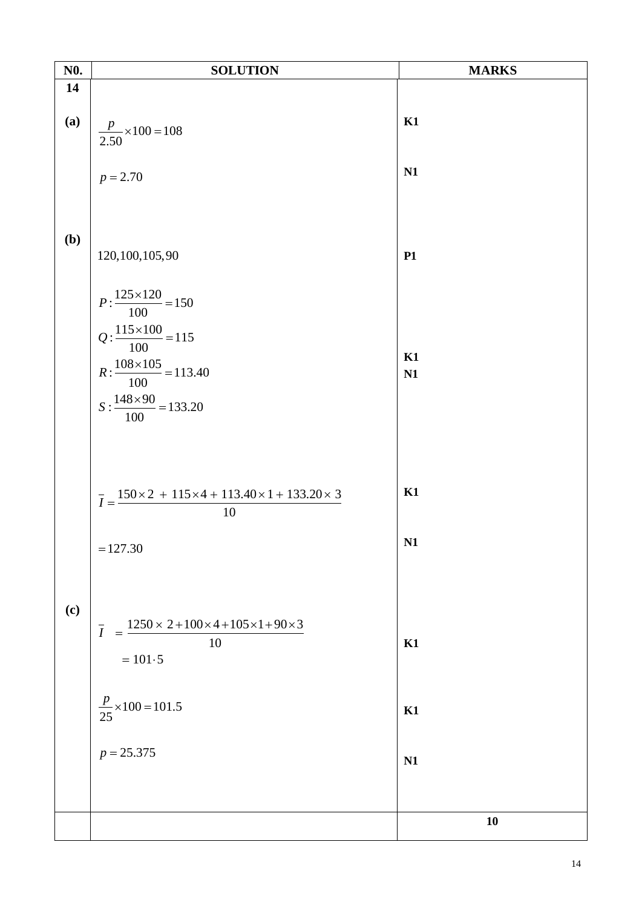| N0. | SOLUTION | MARKS |
|---|---|---|
| 14 | | |
| (a) | $\frac{p}{2.50} \times 100 = 108$ | K1 |
| | $p = 2.70$ | N1 |
| (b) | $120, 100, 105, 90$ | P1 |
| | $P: \frac{125 \times 120}{100} = 150$ <br> $Q: \frac{115 \times 100}{100} = 115$ <br> $R: \frac{108 \times 105}{100} = 113.40$ <br> $S: \frac{148 \times 90}{100} = 133.20$ | K1 <br> N1 |
| | $\bar{I} = \frac{150 \times 2 \ + \ 115 \times 4 \ + \ 113.40 \times 1 + \ 133.20 \times \ 3}{10}$ | K1 |
| | $= 127.30$ | N1 |
| (c) | $\bar{I} \ = \frac{1250 \times \ 2 + 100 \times 4 + 105 \times 1 + 90 \times 3}{10}$ <br> $= 101 \cdot 5$ | K1 |
| | $\frac{p}{25} \times 100 = 101.5$ | K1 |
| | $p = 25.375$ | N1 |
| | | 10 |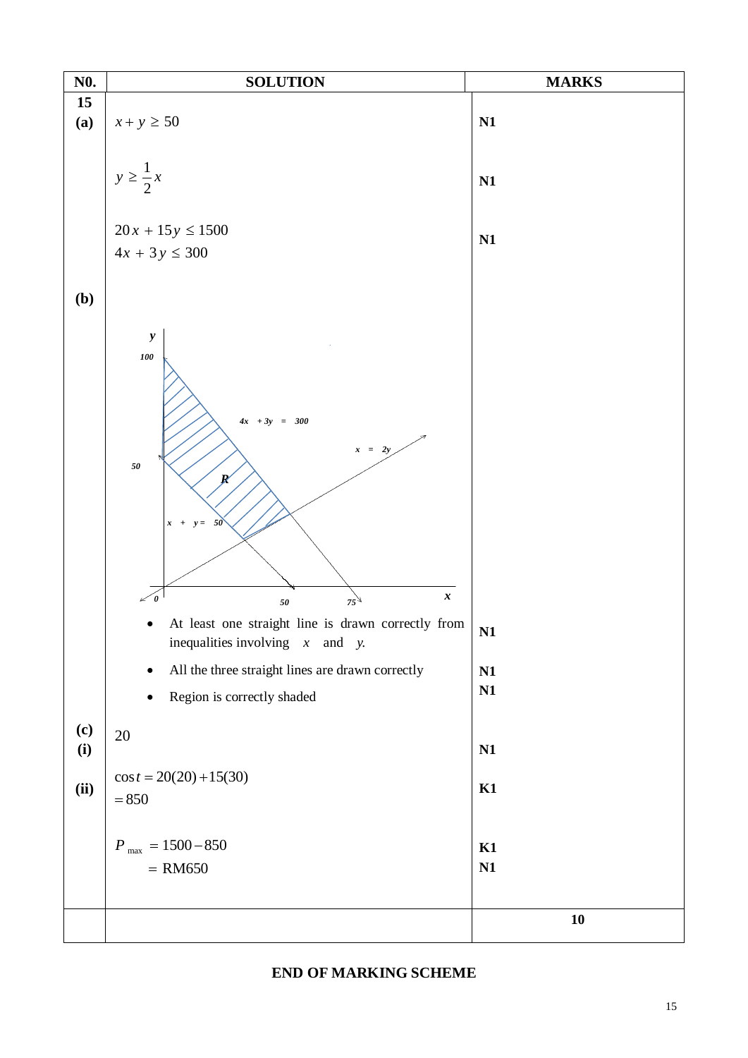| N0. | SOLUTION | MARKS |
|---|---|---|
| **15** **(a)** | $x + y \geq 50$ | **N1** |
| | $y \geq \frac{1}{2}x$ | **N1** |
| | $20x + 15y \leq 1500$ <br> $4x + 3y \leq 300$ | **N1** |
| **(b)** | y<br>100<br>4x + 3y = 300<br>x = 2y<br>50<br>R<br>x + y = 50<br>0<br>50<br>75<br>x | |
| | • At least one straight line is drawn correctly from inequalities involving $x$ and $y$. | **N1** |
| | • All the three straight lines are drawn correctly | **N1** |
| | • Region is correctly shaded | **N1** |
| **(c)** **(i)** | 20 | **N1** |
| **(ii)** | $\cos t = 20(20) + 15(30)$ <br> $= 850$ | **K1** |
| | $P_{\max} = 1500 - 850$ <br> $= \text{RM}650$ | **K1** <br> **N1** |
| | | **10** |

**END OF MARKING SCHEME**